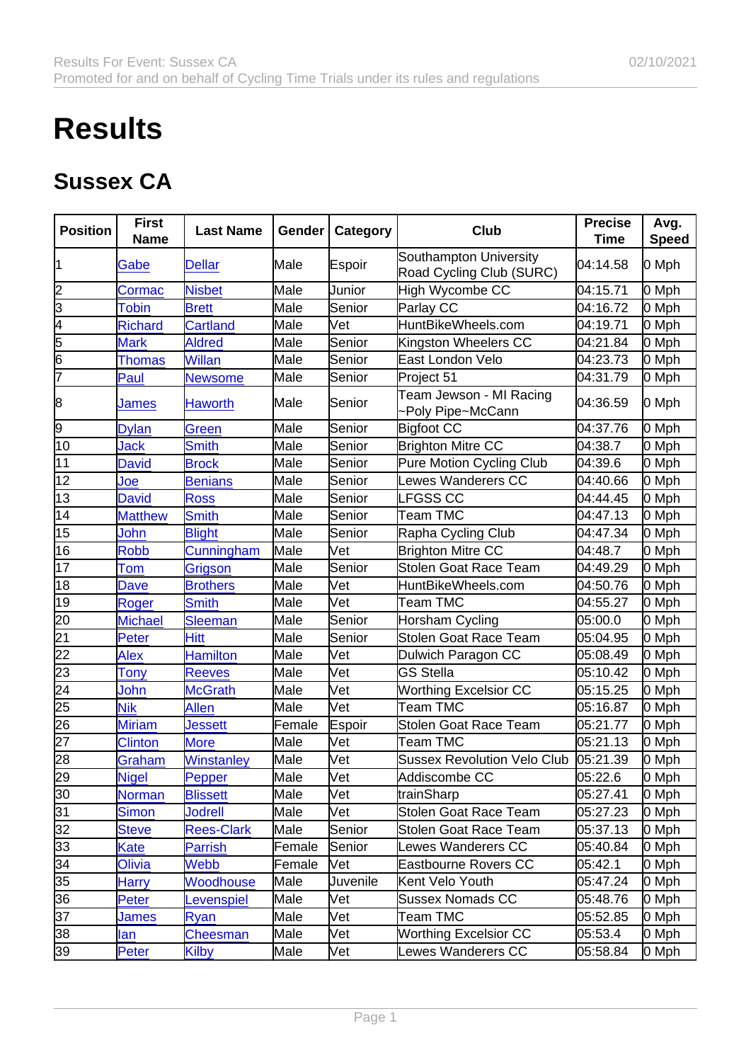# Results

## Sussex CA

| Position | First Name | Last Name | Gender | Category | Club | Precise Time | Avg. Speed |
|---|---|---|---|---|---|---|---|
| 1 | Gabe | Dellar | Male | Espoir | Southampton University Road Cycling Club (SURC) | 04:14.58 | 0 Mph |
| 2 | Cormac | Nisbet | Male | Junior | High Wycombe CC | 04:15.71 | 0 Mph |
| 3 | Tobin | Brett | Male | Senior | Parlay CC | 04:16.72 | 0 Mph |
| 4 | Richard | Cartland | Male | Vet | HuntBikeWheels.com | 04:19.71 | 0 Mph |
| 5 | Mark | Aldred | Male | Senior | Kingston Wheelers CC | 04:21.84 | 0 Mph |
| 6 | Thomas | Willan | Male | Senior | East London Velo | 04:23.73 | 0 Mph |
| 7 | Paul | Newsome | Male | Senior | Project 51 | 04:31.79 | 0 Mph |
| 8 | James | Haworth | Male | Senior | Team Jewson - MI Racing ~Poly Pipe~McCann | 04:36.59 | 0 Mph |
| 9 | Dylan | Green | Male | Senior | Bigfoot CC | 04:37.76 | 0 Mph |
| 10 | Jack | Smith | Male | Senior | Brighton Mitre CC | 04:38.7 | 0 Mph |
| 11 | David | Brock | Male | Senior | Pure Motion Cycling Club | 04:39.6 | 0 Mph |
| 12 | Joe | Benians | Male | Senior | Lewes Wanderers CC | 04:40.66 | 0 Mph |
| 13 | David | Ross | Male | Senior | LFGSS CC | 04:44.45 | 0 Mph |
| 14 | Matthew | Smith | Male | Senior | Team TMC | 04:47.13 | 0 Mph |
| 15 | John | Blight | Male | Senior | Rapha Cycling Club | 04:47.34 | 0 Mph |
| 16 | Robb | Cunningham | Male | Vet | Brighton Mitre CC | 04:48.7 | 0 Mph |
| 17 | Tom | Grigson | Male | Senior | Stolen Goat Race Team | 04:49.29 | 0 Mph |
| 18 | Dave | Brothers | Male | Vet | HuntBikeWheels.com | 04:50.76 | 0 Mph |
| 19 | Roger | Smith | Male | Vet | Team TMC | 04:55.27 | 0 Mph |
| 20 | Michael | Sleeman | Male | Senior | Horsham Cycling | 05:00.0 | 0 Mph |
| 21 | Peter | Hitt | Male | Senior | Stolen Goat Race Team | 05:04.95 | 0 Mph |
| 22 | Alex | Hamilton | Male | Vet | Dulwich Paragon CC | 05:08.49 | 0 Mph |
| 23 | Tony | Reeves | Male | Vet | GS Stella | 05:10.42 | 0 Mph |
| 24 | John | McGrath | Male | Vet | Worthing Excelsior CC | 05:15.25 | 0 Mph |
| 25 | Nik | Allen | Male | Vet | Team TMC | 05:16.87 | 0 Mph |
| 26 | Miriam | Jessett | Female | Espoir | Stolen Goat Race Team | 05:21.77 | 0 Mph |
| 27 | Clinton | More | Male | Vet | Team TMC | 05:21.13 | 0 Mph |
| 28 | Graham | Winstanley | Male | Vet | Sussex Revolution Velo Club | 05:21.39 | 0 Mph |
| 29 | Nigel | Pepper | Male | Vet | Addiscombe CC | 05:22.6 | 0 Mph |
| 30 | Norman | Blissett | Male | Vet | trainSharp | 05:27.41 | 0 Mph |
| 31 | Simon | Jodrell | Male | Vet | Stolen Goat Race Team | 05:27.23 | 0 Mph |
| 32 | Steve | Rees-Clark | Male | Senior | Stolen Goat Race Team | 05:37.13 | 0 Mph |
| 33 | Kate | Parrish | Female | Senior | Lewes Wanderers CC | 05:40.84 | 0 Mph |
| 34 | Olivia | Webb | Female | Vet | Eastbourne Rovers CC | 05:42.1 | 0 Mph |
| 35 | Harry | Woodhouse | Male | Juvenile | Kent Velo Youth | 05:47.24 | 0 Mph |
| 36 | Peter | Levenspiel | Male | Vet | Sussex Nomads CC | 05:48.76 | 0 Mph |
| 37 | James | Ryan | Male | Vet | Team TMC | 05:52.85 | 0 Mph |
| 38 | Ian | Cheesman | Male | Vet | Worthing Excelsior CC | 05:53.4 | 0 Mph |
| 39 | Peter | Kilby | Male | Vet | Lewes Wanderers CC | 05:58.84 | 0 Mph |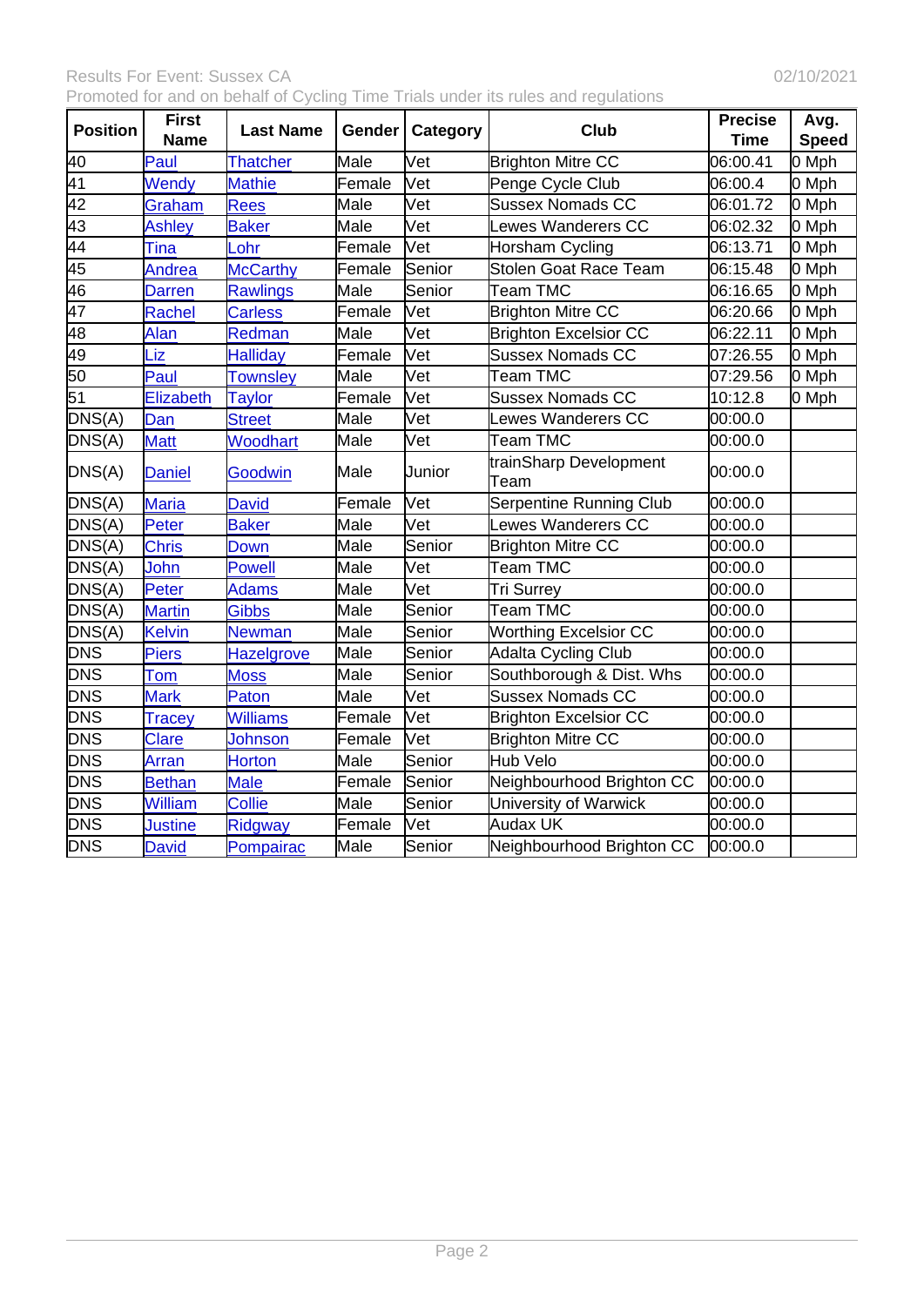| Position | First Name | Last Name | Gender | Category | Club | Precise Time | Avg. Speed |
|---|---|---|---|---|---|---|---|
| 40 | Paul | Thatcher | Male | Vet | Brighton Mitre CC | 06:00.41 | 0 Mph |
| 41 | Wendy | Mathie | Female | Vet | Penge Cycle Club | 06:00.4 | 0 Mph |
| 42 | Graham | Rees | Male | Vet | Sussex Nomads CC | 06:01.72 | 0 Mph |
| 43 | Ashley | Baker | Male | Vet | Lewes Wanderers CC | 06:02.32 | 0 Mph |
| 44 | Tina | Lohr | Female | Vet | Horsham Cycling | 06:13.71 | 0 Mph |
| 45 | Andrea | McCarthy | Female | Senior | Stolen Goat Race Team | 06:15.48 | 0 Mph |
| 46 | Darren | Rawlings | Male | Senior | Team TMC | 06:16.65 | 0 Mph |
| 47 | Rachel | Carless | Female | Vet | Brighton Mitre CC | 06:20.66 | 0 Mph |
| 48 | Alan | Redman | Male | Vet | Brighton Excelsior CC | 06:22.11 | 0 Mph |
| 49 | Liz | Halliday | Female | Vet | Sussex Nomads CC | 07:26.55 | 0 Mph |
| 50 | Paul | Townsley | Male | Vet | Team TMC | 07:29.56 | 0 Mph |
| 51 | Elizabeth | Taylor | Female | Vet | Sussex Nomads CC | 10:12.8 | 0 Mph |
| DNS(A) | Dan | Street | Male | Vet | Lewes Wanderers CC | 00:00.0 | |
| DNS(A) | Matt | Woodhart | Male | Vet | Team TMC | 00:00.0 | |
| DNS(A) | Daniel | Goodwin | Male | Junior | trainSharp Development Team | 00:00.0 | |
| DNS(A) | Maria | David | Female | Vet | Serpentine Running Club | 00:00.0 | |
| DNS(A) | Peter | Baker | Male | Vet | Lewes Wanderers CC | 00:00.0 | |
| DNS(A) | Chris | Down | Male | Senior | Brighton Mitre CC | 00:00.0 | |
| DNS(A) | John | Powell | Male | Vet | Team TMC | 00:00.0 | |
| DNS(A) | Peter | Adams | Male | Vet | Tri Surrey | 00:00.0 | |
| DNS(A) | Martin | Gibbs | Male | Senior | Team TMC | 00:00.0 | |
| DNS(A) | Kelvin | Newman | Male | Senior | Worthing Excelsior CC | 00:00.0 | |
| DNS | Piers | Hazelgrove | Male | Senior | Adalta Cycling Club | 00:00.0 | |
| DNS | Tom | Moss | Male | Senior | Southborough & Dist. Whs | 00:00.0 | |
| DNS | Mark | Paton | Male | Vet | Sussex Nomads CC | 00:00.0 | |
| DNS | Tracey | Williams | Female | Vet | Brighton Excelsior CC | 00:00.0 | |
| DNS | Clare | Johnson | Female | Vet | Brighton Mitre CC | 00:00.0 | |
| DNS | Arran | Horton | Male | Senior | Hub Velo | 00:00.0 | |
| DNS | Bethan | Male | Female | Senior | Neighbourhood Brighton CC | 00:00.0 | |
| DNS | William | Collie | Male | Senior | University of Warwick | 00:00.0 | |
| DNS | Justine | Ridgway | Female | Vet | Audax UK | 00:00.0 | |
| DNS | David | Pompairac | Male | Senior | Neighbourhood Brighton CC | 00:00.0 | |